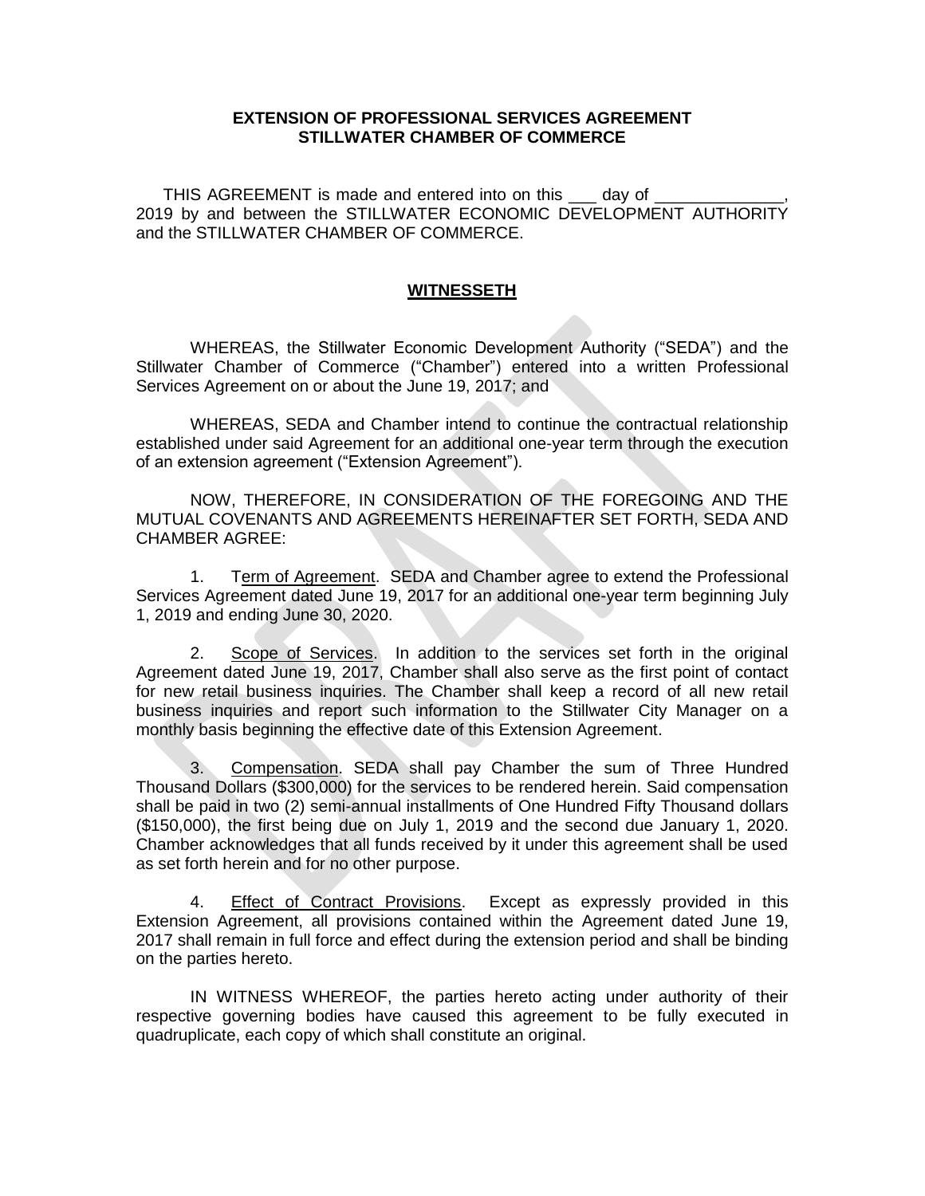**EXTENSION OF PROFESSIONAL SERVICES AGREEMENT**
**STILLWATER CHAMBER OF COMMERCE**

THIS AGREEMENT is made and entered into on this ___ day of ______________, 2019 by and between the STILLWATER ECONOMIC DEVELOPMENT AUTHORITY and the STILLWATER CHAMBER OF COMMERCE.

**WITNESSETH**

WHEREAS, the Stillwater Economic Development Authority ("SEDA") and the Stillwater Chamber of Commerce ("Chamber") entered into a written Professional Services Agreement on or about the June 19, 2017; and

WHEREAS, SEDA and Chamber intend to continue the contractual relationship established under said Agreement for an additional one-year term through the execution of an extension agreement ("Extension Agreement").

NOW, THEREFORE, IN CONSIDERATION OF THE FOREGOING AND THE MUTUAL COVENANTS AND AGREEMENTS HEREINAFTER SET FORTH, SEDA AND CHAMBER AGREE:

1. Term of Agreement. SEDA and Chamber agree to extend the Professional Services Agreement dated June 19, 2017 for an additional one-year term beginning July 1, 2019 and ending June 30, 2020.

2. Scope of Services. In addition to the services set forth in the original Agreement dated June 19, 2017, Chamber shall also serve as the first point of contact for new retail business inquiries. The Chamber shall keep a record of all new retail business inquiries and report such information to the Stillwater City Manager on a monthly basis beginning the effective date of this Extension Agreement.

3. Compensation. SEDA shall pay Chamber the sum of Three Hundred Thousand Dollars ($300,000) for the services to be rendered herein. Said compensation shall be paid in two (2) semi-annual installments of One Hundred Fifty Thousand dollars ($150,000), the first being due on July 1, 2019 and the second due January 1, 2020. Chamber acknowledges that all funds received by it under this agreement shall be used as set forth herein and for no other purpose.

4. Effect of Contract Provisions. Except as expressly provided in this Extension Agreement, all provisions contained within the Agreement dated June 19, 2017 shall remain in full force and effect during the extension period and shall be binding on the parties hereto.

IN WITNESS WHEREOF, the parties hereto acting under authority of their respective governing bodies have caused this agreement to be fully executed in quadruplicate, each copy of which shall constitute an original.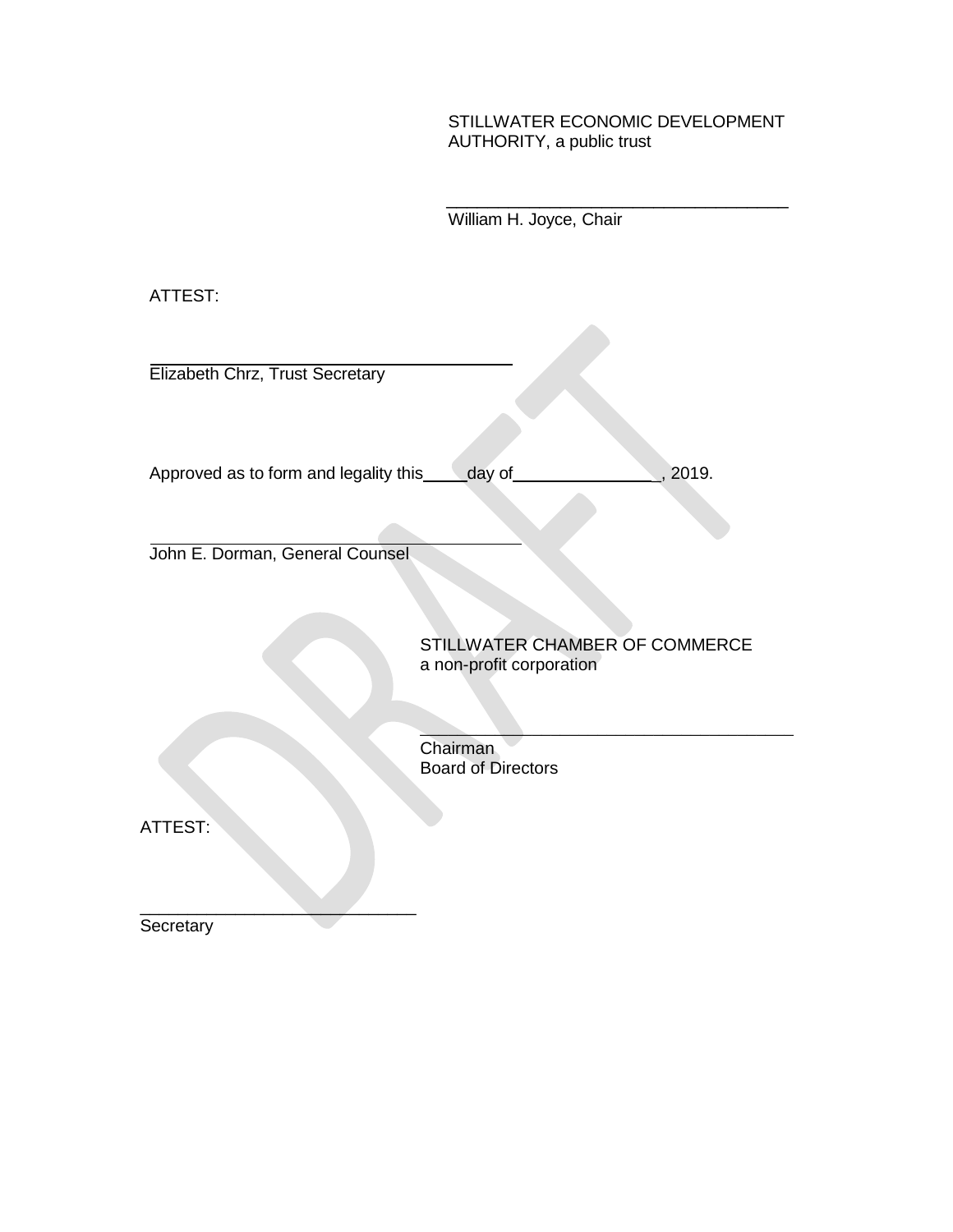STILLWATER ECONOMIC DEVELOPMENT AUTHORITY, a public trust

\_\_\_\_\_\_\_\_\_\_\_\_\_\_\_\_\_\_\_\_\_\_\_\_\_\_\_\_\_\_\_\_\_\_\_\_

William H. Joyce, Chair

ATTEST:

\_\_\_\_\_\_\_\_\_\_\_\_\_\_\_\_\_\_\_\_\_\_\_\_\_\_\_\_\_\_\_\_\_\_\_\_

Elizabeth Chrz, Trust Secretary

Approved as to form and legality this\_\_\_\_\_day of\_\_\_\_\_\_\_\_\_\_\_\_\_\_\_\_, 2019.

\_\_\_\_\_\_\_\_\_\_\_\_\_\_\_\_\_\_\_\_\_\_\_\_\_\_\_\_\_\_\_\_\_\_\_\_

John E. Dorman, General Counsel

STILLWATER CHAMBER OF COMMERCE
a non-profit corporation

\_\_\_\_\_\_\_\_\_\_\_\_\_\_\_\_\_\_\_\_\_\_\_\_\_\_\_\_\_\_\_\_\_\_\_\_

Chairman
Board of Directors

ATTEST:

\_\_\_\_\_\_\_\_\_\_\_\_\_\_\_\_\_\_\_\_\_\_\_\_\_\_\_\_\_\_\_\_\_\_\_\_

Secretary